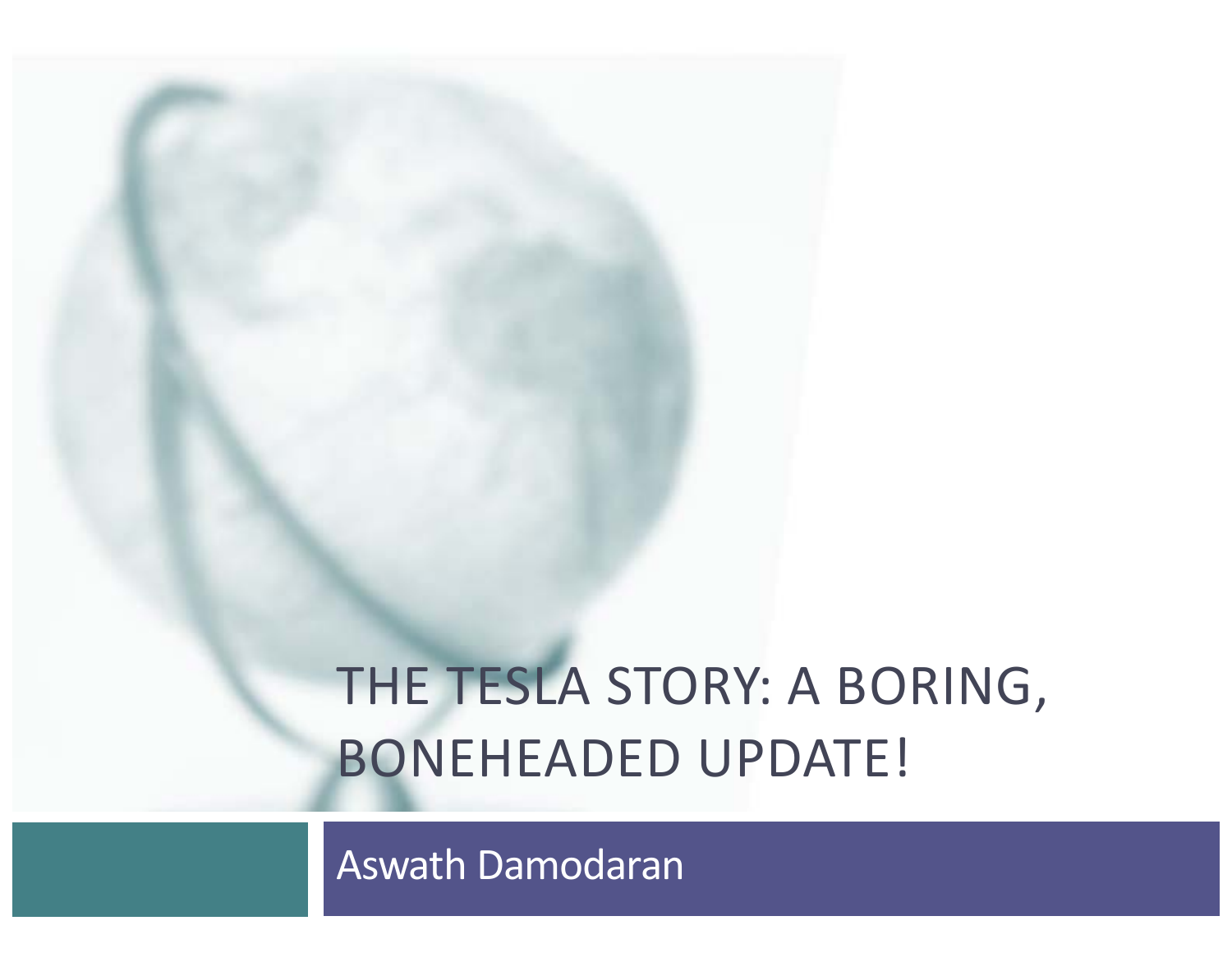# THE TESLA STORY: A BORING, BONEHEADED UPDATE!

Aswath Damodaran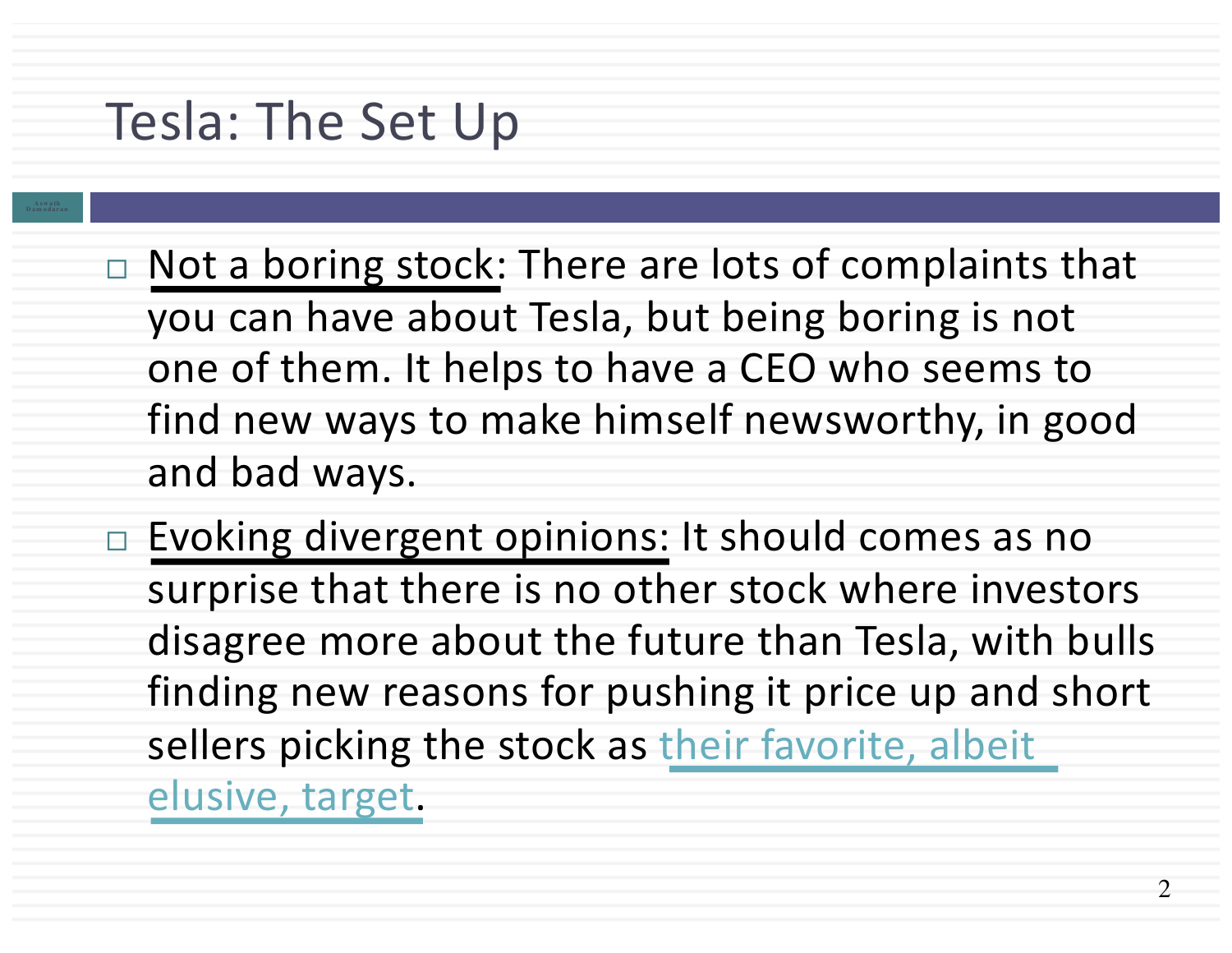# Tesla: The Set Up

- Not a boring stock: There are lots of complaints that you can have about Tesla, but being boring is not one of them. It helps to have a CEO who seems to find new ways to make himself newsworthy, in good and bad ways.
- Evoking divergent opinions: It should comes as no surprise that there is no other stock where investors disagree more about the future than Tesla, with bulls finding new reasons for pushing it price up and short sellers picking the stock as their favorite, albeit elusive, target.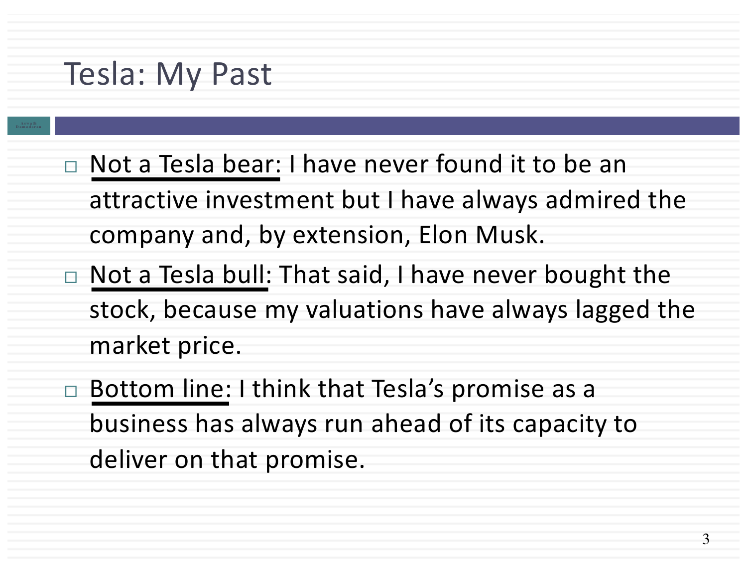# Tesla: My Past

- Not a Tesla bear: I have never found it to be an attractive investment but I have always admired the company and, by extension, Elon Musk.
- Not a Tesla bull: That said, I have never bought the stock, because my valuations have always lagged the market price.
- Bottom line: I think that Tesla's promise as a business has always run ahead of its capacity to deliver on that promise.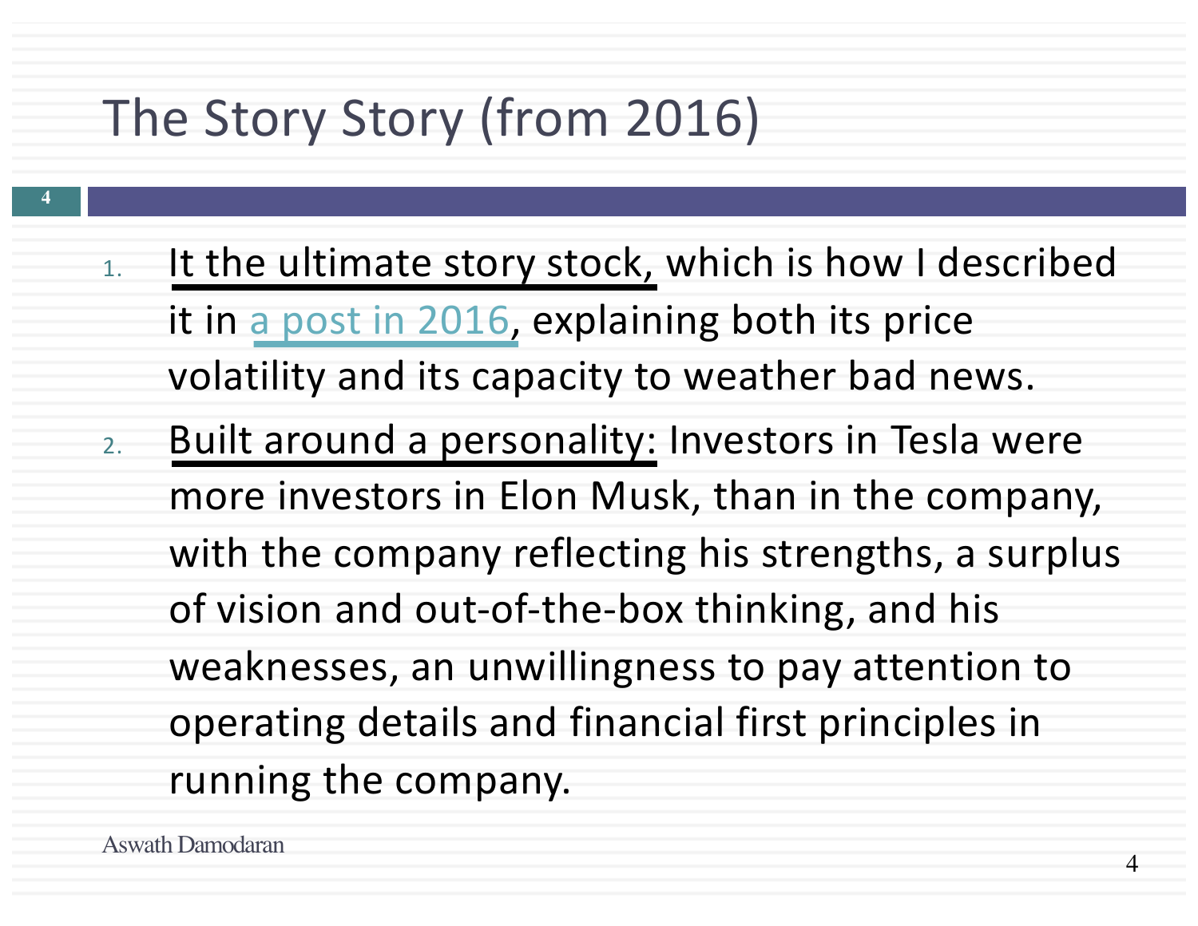# The Story Story (from 2016)

1. It the ultimate story stock, which is how I described it in a post in 2016, explaining both its price volatility and its capacity to weather bad news.
2. Built around a personality: Investors in Tesla were more investors in Elon Musk, than in the company, with the company reflecting his strengths, a surplus of vision and out-of-the-box thinking, and his weaknesses, an unwillingness to pay attention to operating details and financial first principles in running the company.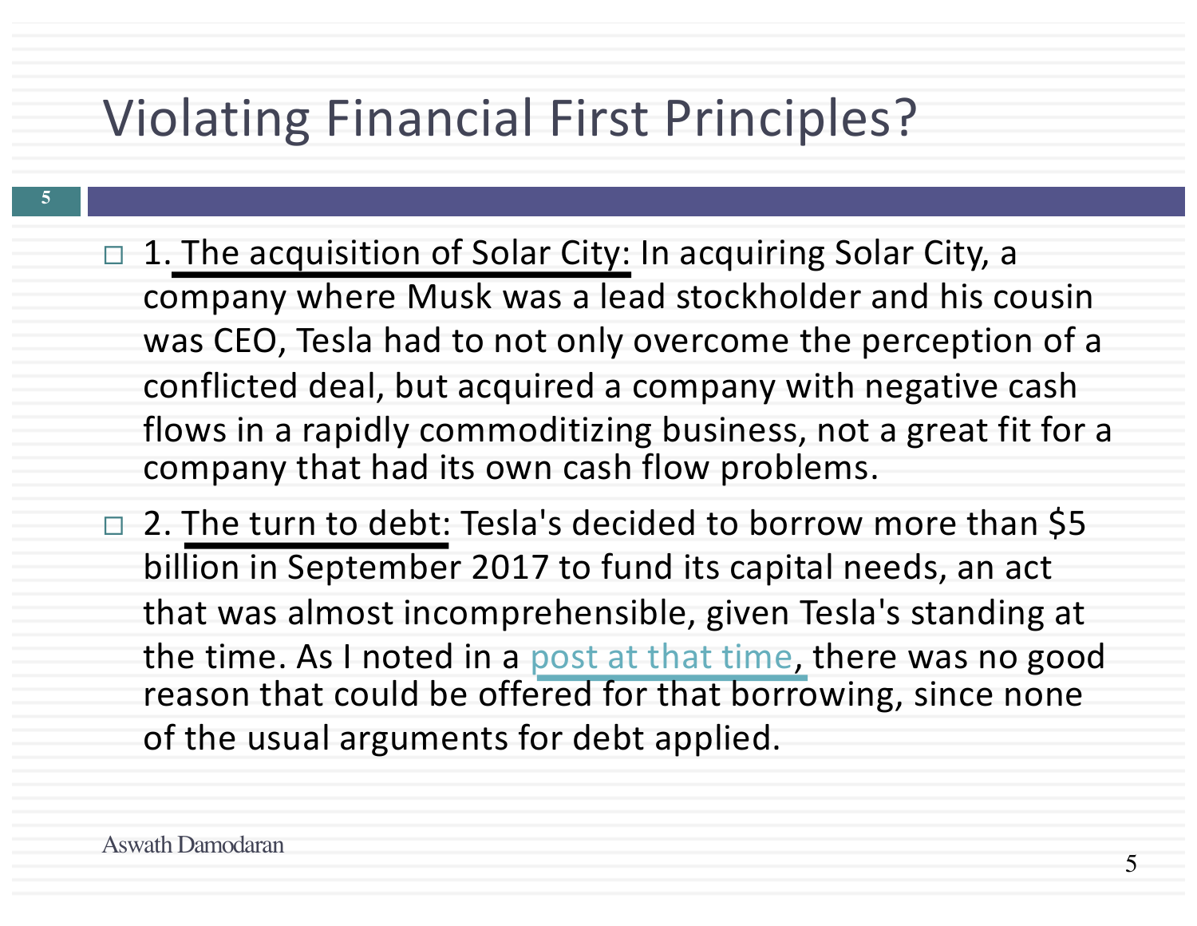# Violating Financial First Principles?

- 1. The acquisition of Solar City: In acquiring Solar City, a company where Musk was a lead stockholder and his cousin was CEO, Tesla had to not only overcome the perception of a conflicted deal, but acquired a company with negative cash flows in a rapidly commoditizing business, not a great fit for a company that had its own cash flow problems.
- 2. The turn to debt: Tesla's decided to borrow more than $5 billion in September 2017 to fund its capital needs, an act that was almost incomprehensible, given Tesla's standing at the time. As I noted in a post at that time, there was no good reason that could be offered for that borrowing, since none of the usual arguments for debt applied.

Aswath Damodaran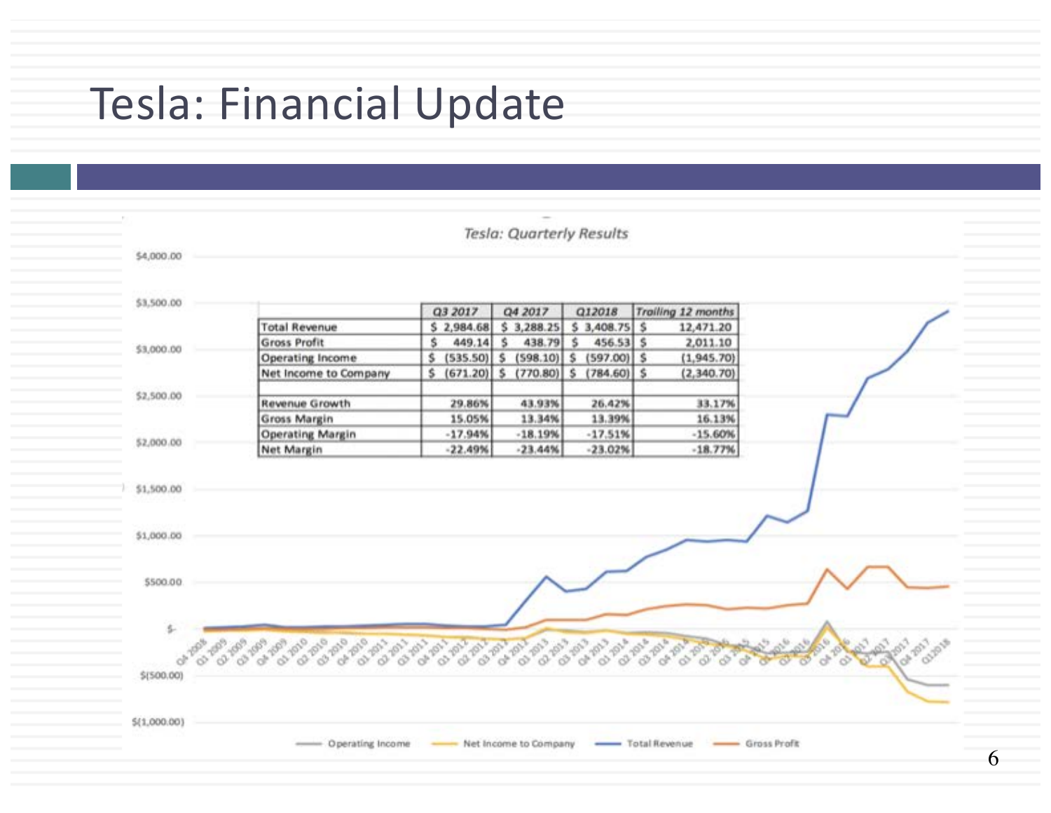# Tesla: Financial Update

*Tesla: Quarterly Results*

| | Q3 2017 | Q4 2017 | Q12018 | Trailing 12 months |
|---|---|---|---|---|
| Total Revenue | $ 2,984.68 | $ 3,288.25 | $ 3,408.75 | $ 12,471.20 |
| Gross Profit | $ 449.14 | $ 438.79 | $ 456.53 | $ 2,011.10 |
| Operating Income | $ (535.50) | $ (598.10) | $ (597.00) | $ (1,945.70) |
| Net Income to Company | $ (671.20) | $ (770.80) | $ (784.60) | $ (2,340.70) |
| | | | | |
| Revenue Growth | 29.86% | 43.93% | 26.42% | 33.17% |
| Gross Margin | 15.05% | 13.34% | 13.39% | 16.13% |
| Operating Margin | -17.94% | -18.19% | -17.51% | -15.60% |
| Net Margin | -22.49% | -23.44% | -23.02% | -18.77% |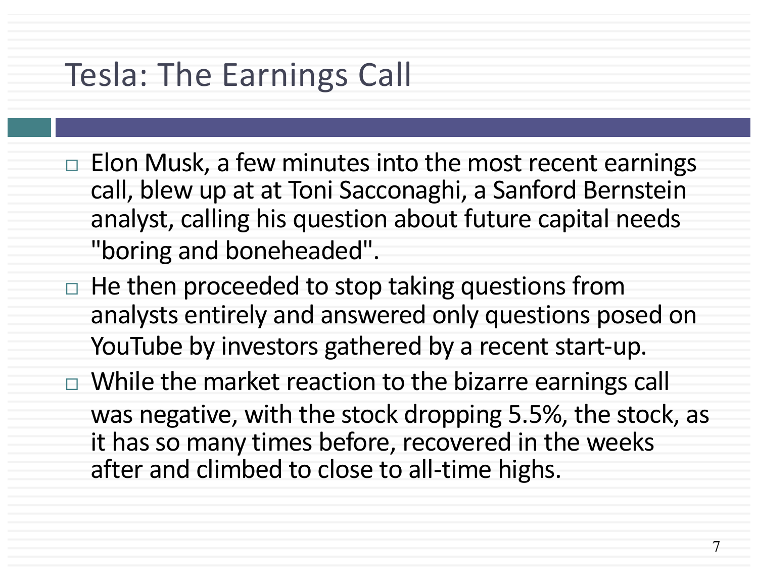# Tesla: The Earnings Call

- Elon Musk, a few minutes into the most recent earnings call, blew up at at Toni Sacconaghi, a Sanford Bernstein analyst, calling his question about future capital needs "boring and boneheaded".
- He then proceeded to stop taking questions from analysts entirely and answered only questions posed on YouTube by investors gathered by a recent start-up.
- While the market reaction to the bizarre earnings call was negative, with the stock dropping 5.5%, the stock, as it has so many times before, recovered in the weeks after and climbed to close to all-time highs.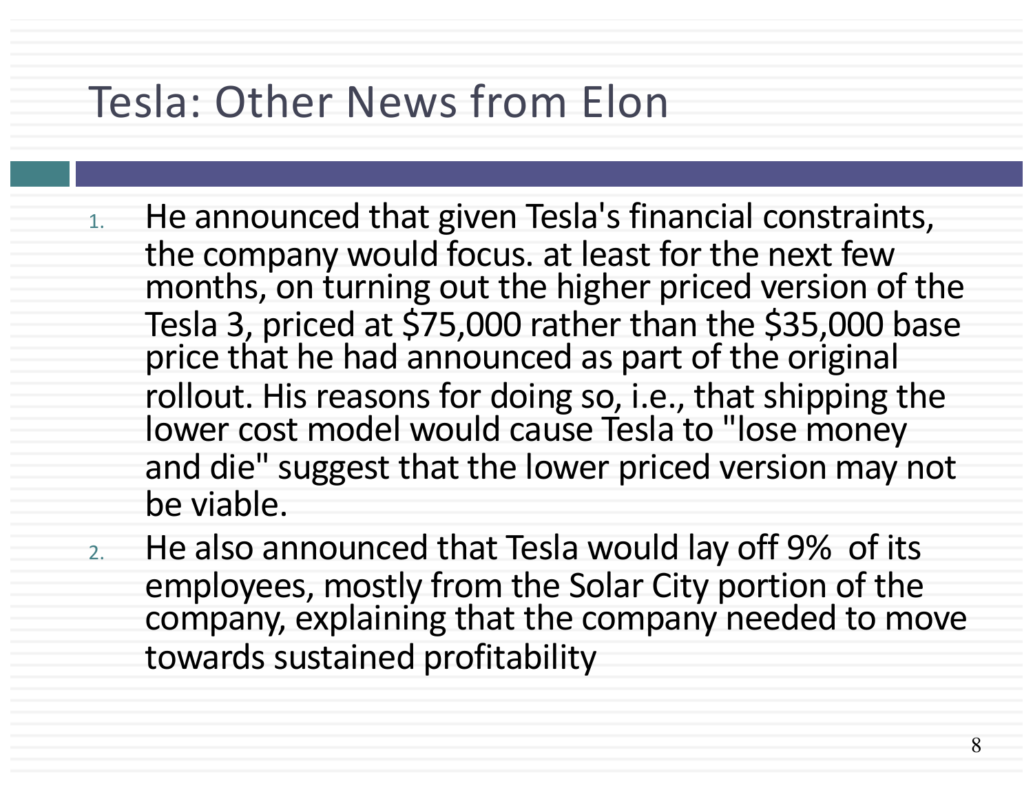# Tesla: Other News from Elon

1. He announced that given Tesla's financial constraints, the company would focus. at least for the next few months, on turning out the higher priced version of the Tesla 3, priced at $75,000 rather than the $35,000 base price that he had announced as part of the original rollout. His reasons for doing so, i.e., that shipping the lower cost model would cause Tesla to "lose money and die" suggest that the lower priced version may not be viable.
2. He also announced that Tesla would lay off 9% of its employees, mostly from the Solar City portion of the company, explaining that the company needed to move towards sustained profitability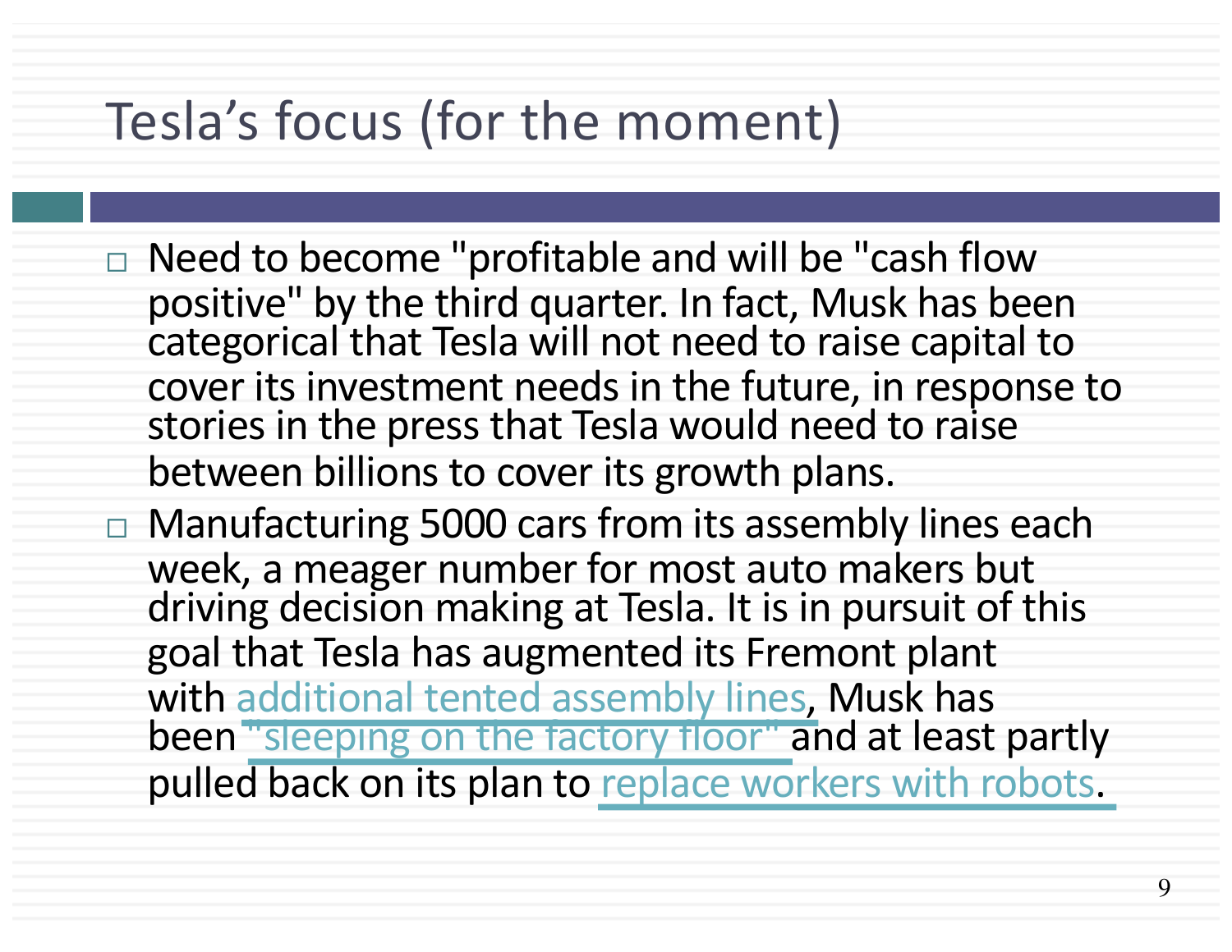# Tesla's focus (for the moment)

- Need to become "profitable and will be "cash flow positive" by the third quarter. In fact, Musk has been categorical that Tesla will not need to raise capital to cover its investment needs in the future, in response to stories in the press that Tesla would need to raise between billions to cover its growth plans.
- Manufacturing 5000 cars from its assembly lines each week, a meager number for most auto makers but driving decision making at Tesla. It is in pursuit of this goal that Tesla has augmented its Fremont plant with additional tented assembly lines, Musk has been "sleeping on the factory floor" and at least partly pulled back on its plan to replace workers with robots.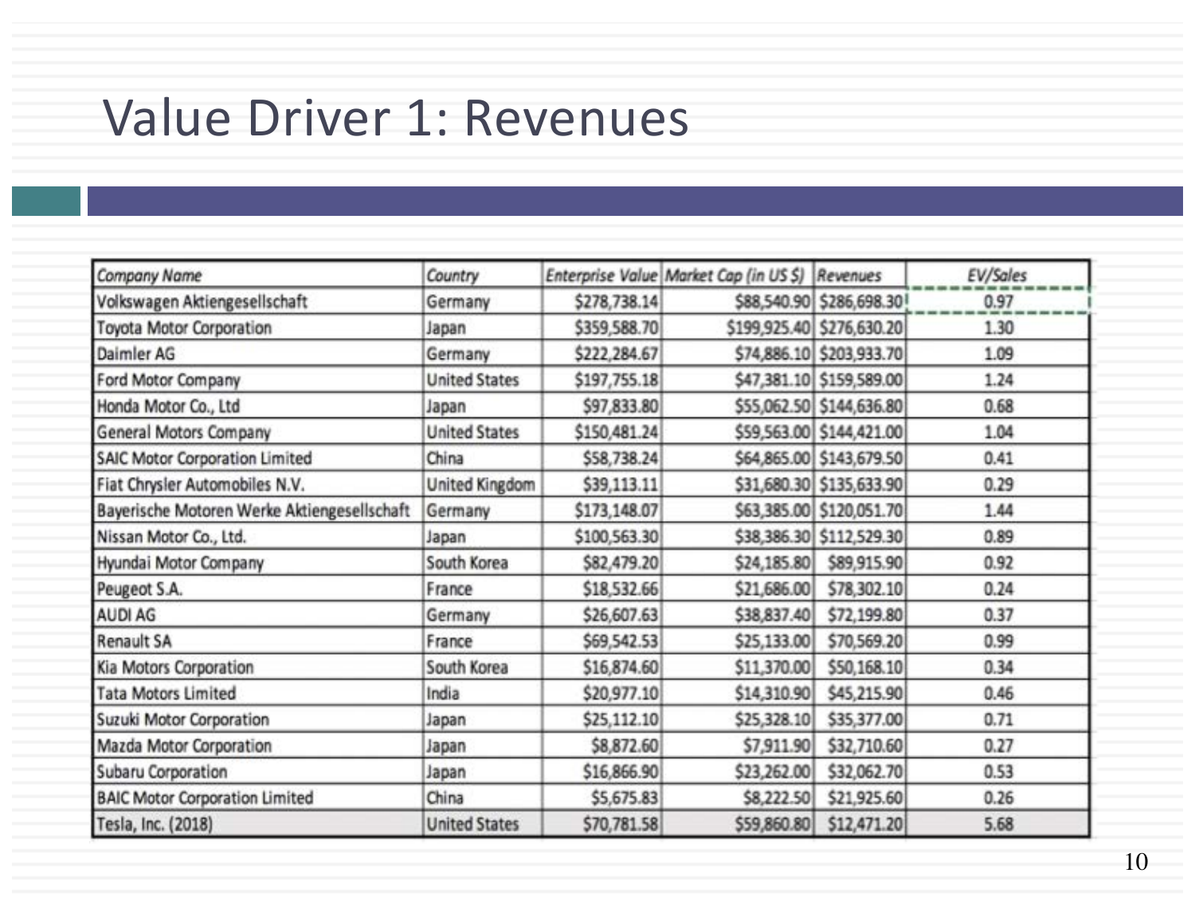# Value Driver 1: Revenues

| Company Name | Country | Enterprise Value | Market Cap (in US $) | Revenues | EV/Sales |
|---|---|---|---|---|---|
| Volkswagen Aktiengesellschaft | Germany | $278,738.14 | $88,540.90 | $286,698.30 | 0.97 |
| Toyota Motor Corporation | Japan | $359,588.70 | $199,925.40 | $276,630.20 | 1.30 |
| Daimler AG | Germany | $222,284.67 | $74,886.10 | $203,933.70 | 1.09 |
| Ford Motor Company | United States | $197,755.18 | $47,381.10 | $159,589.00 | 1.24 |
| Honda Motor Co., Ltd | Japan | $97,833.80 | $55,062.50 | $144,636.80 | 0.68 |
| General Motors Company | United States | $150,481.24 | $59,563.00 | $144,421.00 | 1.04 |
| SAIC Motor Corporation Limited | China | $58,738.24 | $64,865.00 | $143,679.50 | 0.41 |
| Fiat Chrysler Automobiles N.V. | United Kingdom | $39,113.11 | $31,680.30 | $135,633.90 | 0.29 |
| Bayerische Motoren Werke Aktiengesellschaft | Germany | $173,148.07 | $63,385.00 | $120,051.70 | 1.44 |
| Nissan Motor Co., Ltd. | Japan | $100,563.30 | $38,386.30 | $112,529.30 | 0.89 |
| Hyundai Motor Company | South Korea | $82,479.20 | $24,185.80 | $89,915.90 | 0.92 |
| Peugeot S.A. | France | $18,532.66 | $21,686.00 | $78,302.10 | 0.24 |
| AUDI AG | Germany | $26,607.63 | $38,837.40 | $72,199.80 | 0.37 |
| Renault SA | France | $69,542.53 | $25,133.00 | $70,569.20 | 0.99 |
| Kia Motors Corporation | South Korea | $16,874.60 | $11,370.00 | $50,168.10 | 0.34 |
| Tata Motors Limited | India | $20,977.10 | $14,310.90 | $45,215.90 | 0.46 |
| Suzuki Motor Corporation | Japan | $25,112.10 | $25,328.10 | $35,377.00 | 0.71 |
| Mazda Motor Corporation | Japan | $8,872.60 | $7,911.90 | $32,710.60 | 0.27 |
| Subaru Corporation | Japan | $16,866.90 | $23,262.00 | $32,062.70 | 0.53 |
| BAIC Motor Corporation Limited | China | $5,675.83 | $8,222.50 | $21,925.60 | 0.26 |
| Tesla, Inc. (2018) | United States | $70,781.58 | $59,860.80 | $12,471.20 | 5.68 |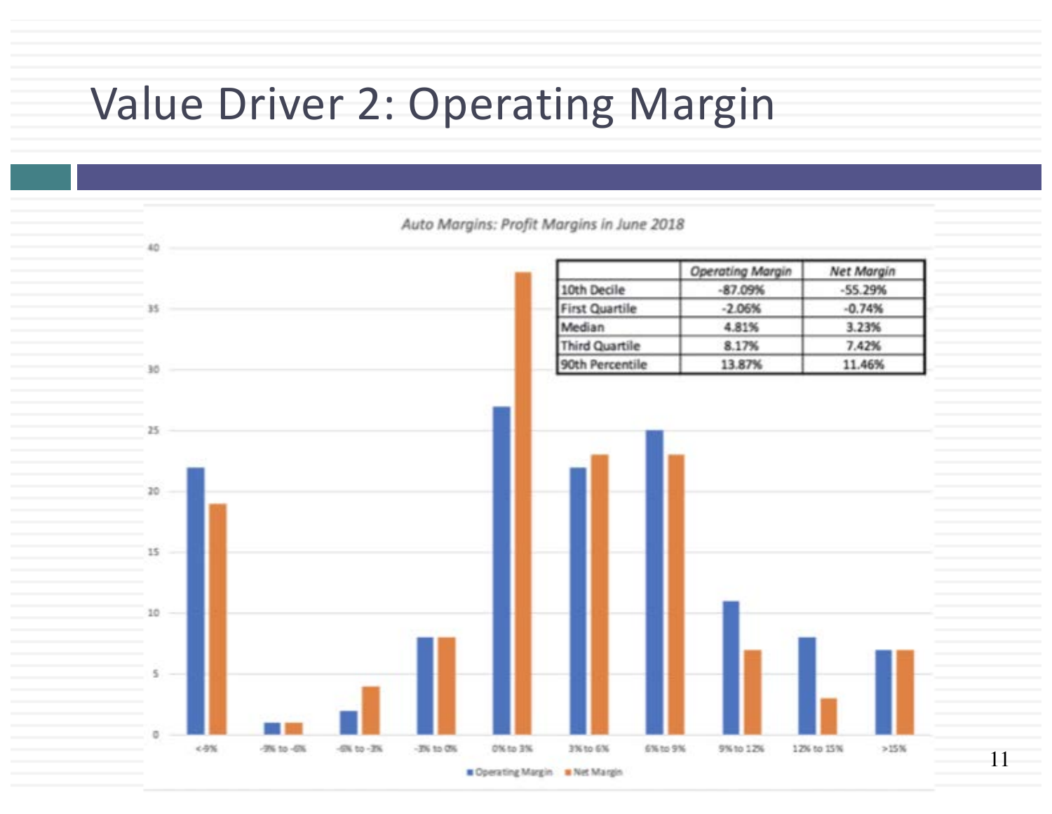# Value Driver 2: Operating Margin

*Auto Margins: Profit Margins in June 2018*

| | Operating Margin | Net Margin |
|---|---|---|
| 10th Decile | -87.09% | -55.29% |
| First Quartile | -2.06% | -0.74% |
| Median | 4.81% | 3.23% |
| Third Quartile | 8.17% | 7.42% |
| 90th Percentile | 13.87% | 11.46% |

| | <-9% | -9% to -6% | -6% to -3% | -3% to 0% | 0% to 3% | 3% to 6% | 6% to 9% | 9% to 12% | 12% to 15% | >15% |
|---|---|---|---|---|---|---|---|---|---|---|
| Operating Margin | 22 | 1 | 2 | 8 | 27 | 22 | 25 | 11 | 8 | 7 |
| Net Margin | 19 | 1 | 4 | 8 | 38 | 23 | 23 | 7 | 3 | 7 |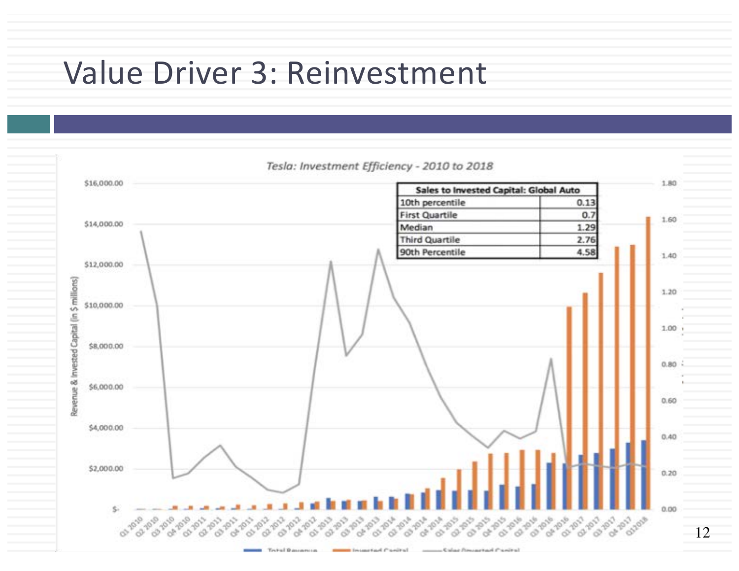# Value Driver 3: Reinvestment

*Tesla: Investment Efficiency - 2010 to 2018*

| Sales to Invested Capital: Global Auto | |
|---|---|
| 10th percentile | 0.13 |
| First Quartile | 0.7 |
| Median | 1.29 |
| Third Quartile | 2.76 |
| 90th Percentile | 4.58 |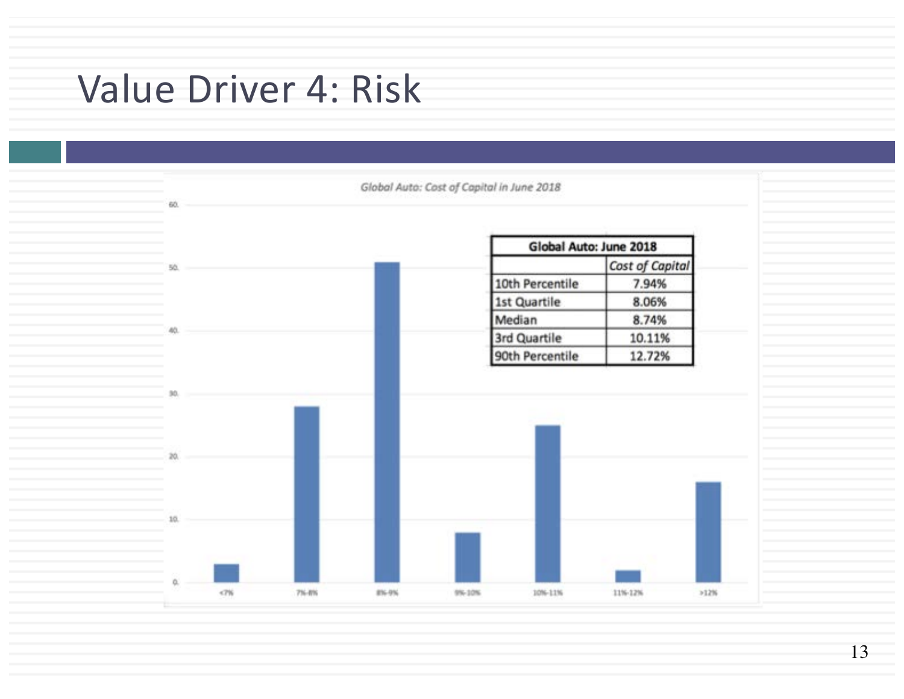# Value Driver 4: Risk

*Global Auto: Cost of Capital in June 2018*

| Global Auto: June 2018 | |
|---|---|
| | *Cost of Capital* |
| 10th Percentile | 7.94% |
| 1st Quartile | 8.06% |
| Median | 8.74% |
| 3rd Quartile | 10.11% |
| 90th Percentile | 12.72% |

Y-axis: 0, 10, 20, 30, 40, 50, 60

X-axis: <7%, 7%-8%, 8%-9%, 9%-10%, 10%-11%, 11%-12%, >12%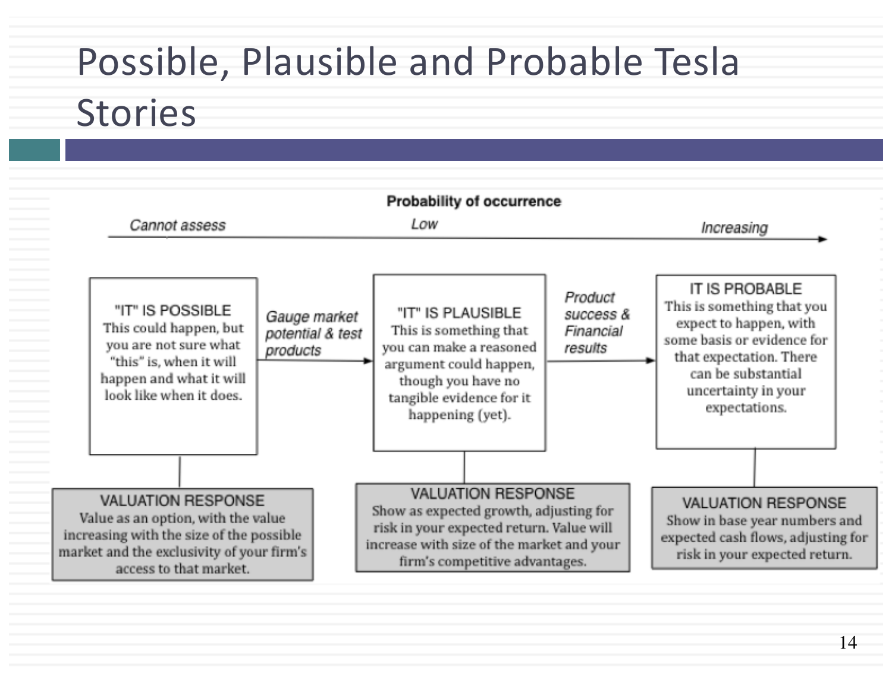# Possible, Plausible and Probable Tesla Stories

**Probability of occurrence**

*Cannot assess* → *Low* → *Increasing*

"IT" IS POSSIBLE
This could happen, but you are not sure what "this" is, when it will happen and what it will look like when it does.

→ *Gauge market potential & test products* →

"IT" IS PLAUSIBLE
This is something that you can make a reasoned argument could happen, though you have no tangible evidence for it happening (yet).

→ *Product success & Financial results* →

IT IS PROBABLE
This is something that you expect to happen, with some basis or evidence for that expectation. There can be substantial uncertainty in your expectations.

VALUATION RESPONSE (Possible)
Value as an option, with the value increasing with the size of the possible market and the exclusivity of your firm's access to that market.

VALUATION RESPONSE (Plausible)
Show as expected growth, adjusting for risk in your expected return. Value will increase with size of the market and your firm's competitive advantages.

VALUATION RESPONSE (Probable)
Show in base year numbers and expected cash flows, adjusting for risk in your expected return.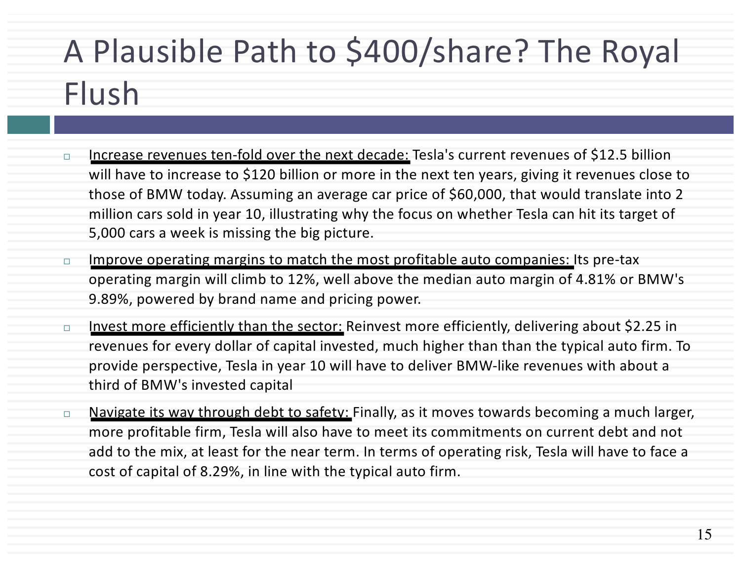# A Plausible Path to $400/share? The Royal Flush

- Increase revenues ten-fold over the next decade: Tesla's current revenues of $12.5 billion will have to increase to $120 billion or more in the next ten years, giving it revenues close to those of BMW today. Assuming an average car price of $60,000, that would translate into 2 million cars sold in year 10, illustrating why the focus on whether Tesla can hit its target of 5,000 cars a week is missing the big picture.
- Improve operating margins to match the most profitable auto companies: Its pre-tax operating margin will climb to 12%, well above the median auto margin of 4.81% or BMW's 9.89%, powered by brand name and pricing power.
- Invest more efficiently than the sector: Reinvest more efficiently, delivering about $2.25 in revenues for every dollar of capital invested, much higher than than the typical auto firm. To provide perspective, Tesla in year 10 will have to deliver BMW-like revenues with about a third of BMW's invested capital
- Navigate its way through debt to safety: Finally, as it moves towards becoming a much larger, more profitable firm, Tesla will also have to meet its commitments on current debt and not add to the mix, at least for the near term. In terms of operating risk, Tesla will have to face a cost of capital of 8.29%, in line with the typical auto firm.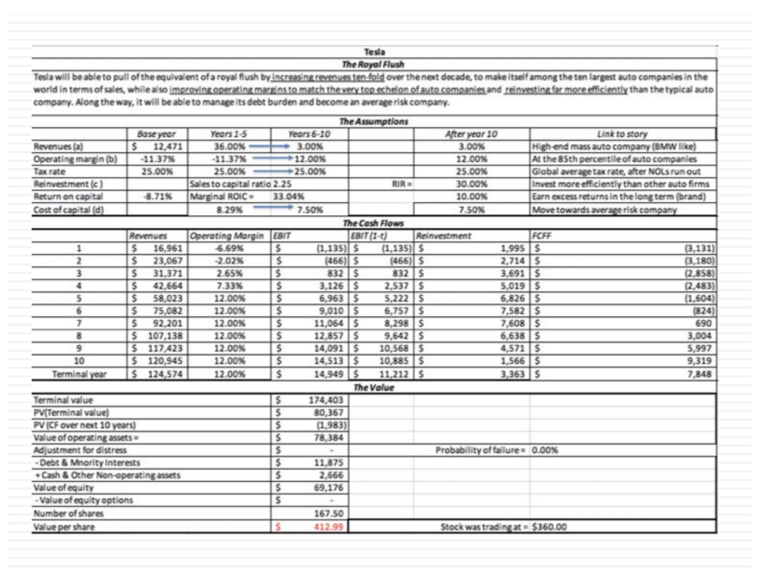# Tesla

## The Royal Flush

Tesla will be able to pull of the equivalent of a royal flush by increasing revenues ten-fold over the next decade, to make itself among the ten largest auto companies in the world in terms of sales, while also improving operating margins to match the very top echelon of auto companies and reinvesting far more efficiently than the typical auto company. Along the way, it will be able to manage its debt burden and become an average risk company.

### The Assumptions

| | Base year | Years 1-5 | Years 6-10 | | After year 10 | Link to story |
|---|---|---|---|---|---|---|
| Revenues (a) | $ 12,471 | 36.00% → | 3.00% | | 3.00% | High-end mass auto company (BMW like) |
| Operating margin (b) | -11.37% | -11.37% → | 12.00% | | 12.00% | At the 85th percentile of auto companies |
| Tax rate | 25.00% | 25.00% → | 25.00% | | 25.00% | Global average tax rate, after NOLs run out |
| Reinvestment (c) | | Sales to capital ratio 2.25 | | RIR = | 30.00% | Invest more efficiently than other auto firms |
| Return on capital | -8.71% | Marginal ROIC = | 33.04% | | 10.00% | Earn excess returns in the long term (brand) |
| Cost of capital (d) | | 8.29% → | 7.50% | | 7.50% | Move towards average risk company |

### The Cash Flows

| | Revenues | Operating Margin | EBIT | EBIT (1-t) | Reinvestment | FCFF |
|---|---|---|---|---|---|---|
| 1 | $ 16,961 | -6.69% | $ (1,135) | $ (1,135) | $ 1,995 | $ (3,131) |
| 2 | $ 23,067 | -2.02% | $ (466) | $ (466) | $ 2,714 | $ (3,180) |
| 3 | $ 31,371 | 2.65% | $ 832 | $ 832 | $ 3,691 | $ (2,858) |
| 4 | $ 42,664 | 7.33% | $ 3,126 | $ 2,537 | $ 5,019 | $ (2,483) |
| 5 | $ 58,023 | 12.00% | $ 6,963 | $ 5,222 | $ 6,826 | $ (1,604) |
| 6 | $ 75,082 | 12.00% | $ 9,010 | $ 6,757 | $ 7,582 | $ (824) |
| 7 | $ 92,201 | 12.00% | $ 11,064 | $ 8,298 | $ 7,608 | $ 690 |
| 8 | $ 107,138 | 12.00% | $ 12,857 | $ 9,642 | $ 6,638 | $ 3,004 |
| 9 | $ 117,423 | 12.00% | $ 14,091 | $ 10,568 | $ 4,571 | $ 5,997 |
| 10 | $ 120,945 | 12.00% | $ 14,513 | $ 10,885 | $ 1,566 | $ 9,319 |
| Terminal year | $ 124,574 | 12.00% | $ 14,949 | $ 11,212 | $ 3,363 | $ 7,848 |

### The Value

| | | | |
|---|---|---|---|
| Terminal value | $ 174,403 | | |
| PV(Terminal value) | $ 80,367 | | |
| PV (CF over next 10 years) | $ (1,983) | | |
| Value of operating assets = | $ 78,384 | | |
| Adjustment for distress | $ - | Probability of failure = | 0.00% |
| - Debt & Mnority Interests | $ 11,875 | | |
| + Cash & Other Non-operating assets | $ 2,666 | | |
| Value of equity | $ 69,176 | | |
| - Value of equity options | $ - | | |
| Number of shares | 167.50 | | |
| Value per share | $ 412.99 | Stock was trading at = | $360.00 |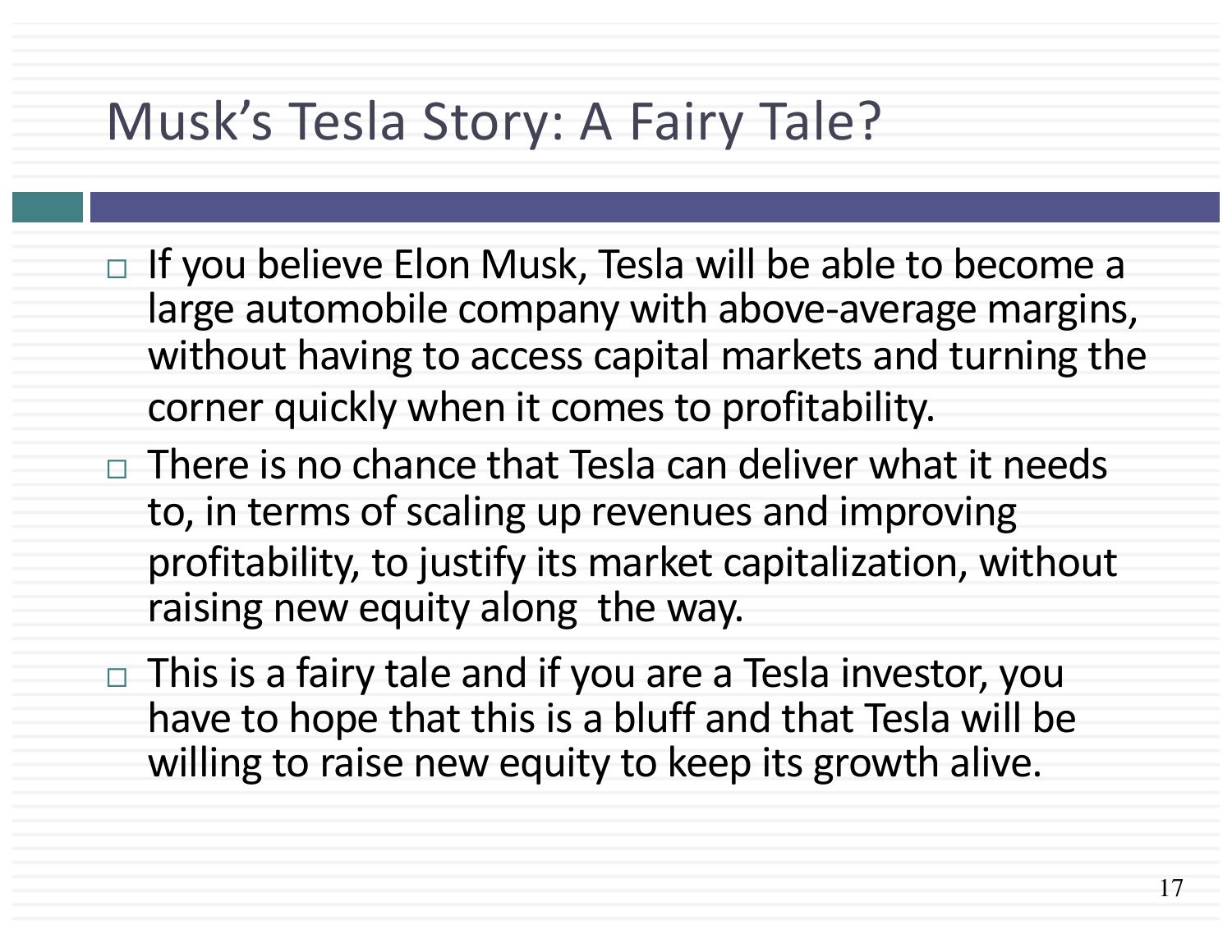# Musk's Tesla Story: A Fairy Tale?

- If you believe Elon Musk, Tesla will be able to become a large automobile company with above-average margins, without having to access capital markets and turning the corner quickly when it comes to profitability.
- There is no chance that Tesla can deliver what it needs to, in terms of scaling up revenues and improving profitability, to justify its market capitalization, without raising new equity along the way.
- This is a fairy tale and if you are a Tesla investor, you have to hope that this is a bluff and that Tesla will be willing to raise new equity to keep its growth alive.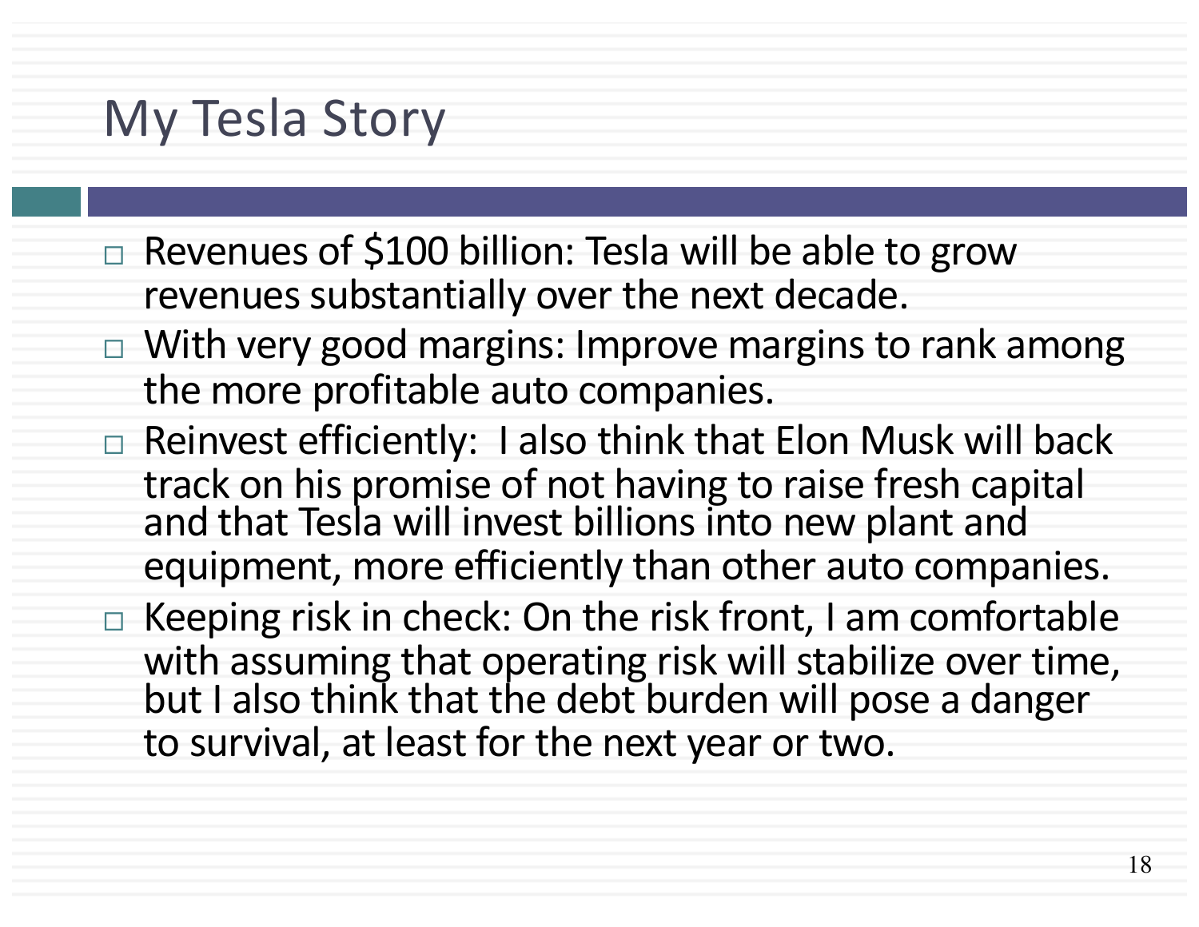# My Tesla Story

- Revenues of $100 billion: Tesla will be able to grow revenues substantially over the next decade.
- With very good margins: Improve margins to rank among the more profitable auto companies.
- Reinvest efficiently: I also think that Elon Musk will back track on his promise of not having to raise fresh capital and that Tesla will invest billions into new plant and equipment, more efficiently than other auto companies.
- Keeping risk in check: On the risk front, I am comfortable with assuming that operating risk will stabilize over time, but I also think that the debt burden will pose a danger to survival, at least for the next year or two.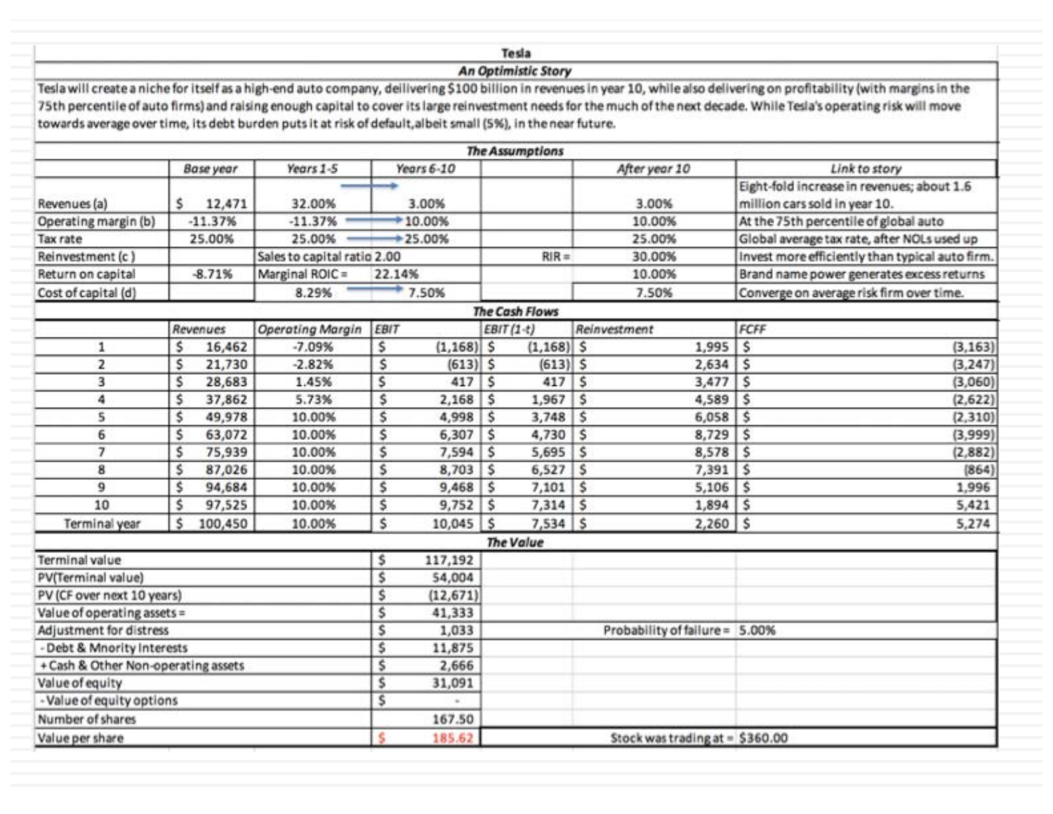# Tesla

## An Optimistic Story

Tesla will create a niche for itself as a high-end auto company, deilivering $100 billion in revenues in year 10, while also delivering on profitability (with margins in the 75th percentile of auto firms) and raising enough capital to cover its large reinvestment needs for the much of the next decade. While Tesla's operating risk will move towards average over time, its debt burden puts it at risk of default,albeit small (5%), in the near future.

### The Assumptions

| | Base year | Years 1-5 | Years 6-10 | | After year 10 | Link to story |
|---|---|---|---|---|---|---|
| Revenues (a) | $ 12,471 | 32.00% | → 3.00% | | 3.00% | Eight-fold increase in revenues; about 1.6 million cars sold in year 10. |
| Operating margin (b) | -11.37% | -11.37% | → 10.00% | | 10.00% | At the 75th percentile of global auto |
| Tax rate | 25.00% | 25.00% | → 25.00% | | 25.00% | Global average tax rate, after NOLs used up |
| Reinvestment (c) | | Sales to capital ratio 2.00 | | RIR = | 30.00% | Invest more efficiently than typical auto firm. |
| Return on capital | -8.71% | Marginal ROIC = | 22.14% | | 10.00% | Brand name power generates excess returns |
| Cost of capital (d) | | 8.29% | → 7.50% | | 7.50% | Converge on average risk firm over time. |

### The Cash Flows

| | Revenues | Operating Margin | EBIT | EBIT (1-t) | Reinvestment | FCFF |
|---|---|---|---|---|---|---|
| 1 | $ 16,462 | -7.09% | $ (1,168) | $ (1,168) | $ 1,995 | $ (3,163) |
| 2 | $ 21,730 | -2.82% | $ (613) | $ (613) | $ 2,634 | $ (3,247) |
| 3 | $ 28,683 | 1.45% | $ 417 | $ 417 | $ 3,477 | $ (3,060) |
| 4 | $ 37,862 | 5.73% | $ 2,168 | $ 1,967 | $ 4,589 | $ (2,622) |
| 5 | $ 49,978 | 10.00% | $ 4,998 | $ 3,748 | $ 6,058 | $ (2,310) |
| 6 | $ 63,072 | 10.00% | $ 6,307 | $ 4,730 | $ 8,729 | $ (3,999) |
| 7 | $ 75,939 | 10.00% | $ 7,594 | $ 5,695 | $ 8,578 | $ (2,882) |
| 8 | $ 87,026 | 10.00% | $ 8,703 | $ 6,527 | $ 7,391 | $ (864) |
| 9 | $ 94,684 | 10.00% | $ 9,468 | $ 7,101 | $ 5,106 | $ 1,996 |
| 10 | $ 97,525 | 10.00% | $ 9,752 | $ 7,314 | $ 1,894 | $ 5,421 |
| Terminal year | $ 100,450 | 10.00% | $ 10,045 | $ 7,534 | $ 2,260 | $ 5,274 |

### The Value

| | | | |
|---|---|---|---|
| Terminal value | $ 117,192 | | |
| PV(Terminal value) | $ 54,004 | | |
| PV (CF over next 10 years) | $ (12,671) | | |
| Value of operating assets = | $ 41,333 | | |
| Adjustment for distress | $ 1,033 | Probability of failure = | 5.00% |
| - Debt & Mnority Interests | $ 11,875 | | |
| + Cash & Other Non-operating assets | $ 2,666 | | |
| Value of equity | $ 31,091 | | |
| - Value of equity options | $ - | | |
| Number of shares | 167.50 | | |
| Value per share | $ 185.62 | Stock was trading at = | $360.00 |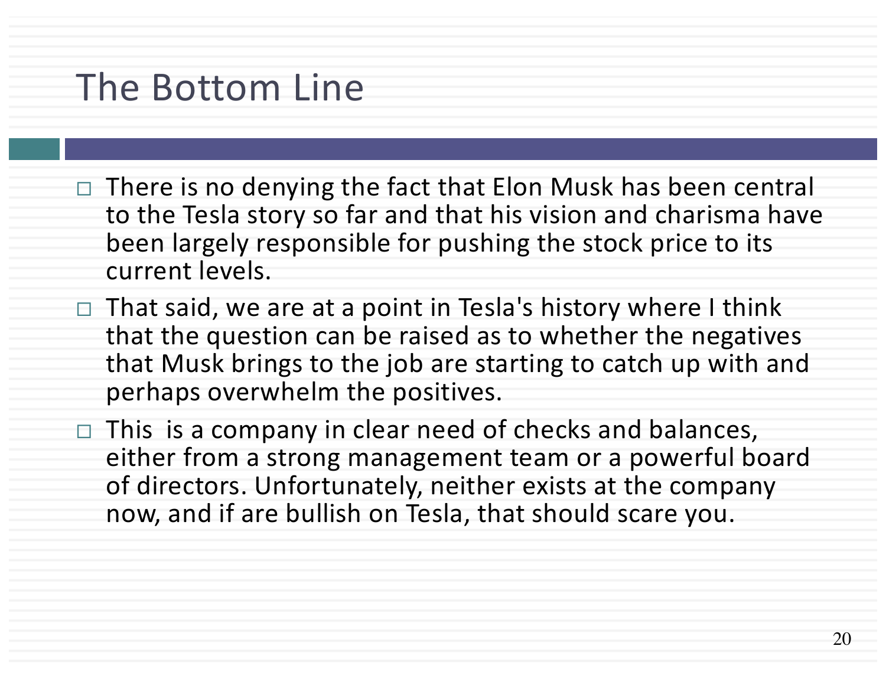# The Bottom Line

- There is no denying the fact that Elon Musk has been central to the Tesla story so far and that his vision and charisma have been largely responsible for pushing the stock price to its current levels.
- That said, we are at a point in Tesla's history where I think that the question can be raised as to whether the negatives that Musk brings to the job are starting to catch up with and perhaps overwhelm the positives.
- This is a company in clear need of checks and balances, either from a strong management team or a powerful board of directors. Unfortunately, neither exists at the company now, and if are bullish on Tesla, that should scare you.